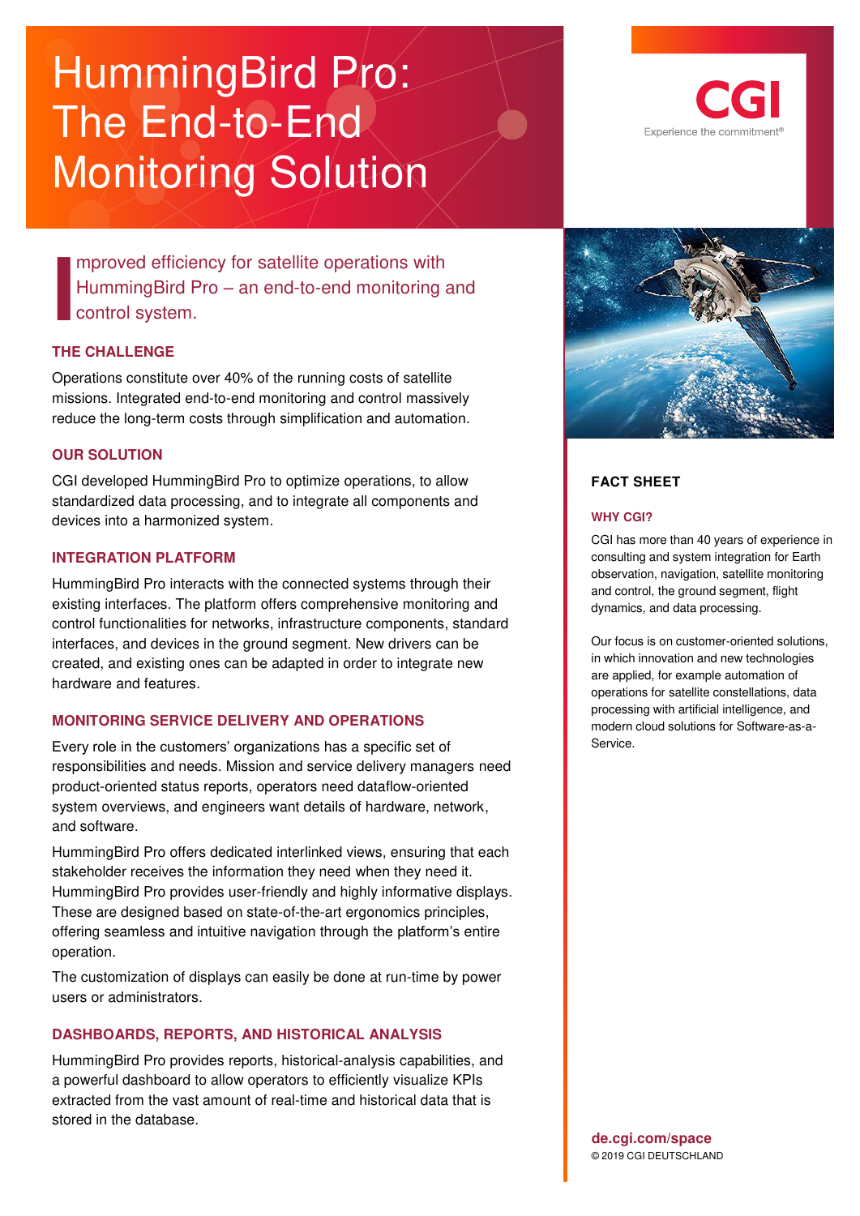# HummingBird Pro: The End-to-End Monitoring Solution

CGI
Experience the commitment®

Improved efficiency for satellite operations with HummingBird Pro – an end-to-end monitoring and control system.

## THE CHALLENGE

Operations constitute over 40% of the running costs of satellite missions. Integrated end-to-end monitoring and control massively reduce the long-term costs through simplification and automation.

## OUR SOLUTION

CGI developed HummingBird Pro to optimize operations, to allow standardized data processing, and to integrate all components and devices into a harmonized system.

## INTEGRATION PLATFORM

HummingBird Pro interacts with the connected systems through their existing interfaces. The platform offers comprehensive monitoring and control functionalities for networks, infrastructure components, standard interfaces, and devices in the ground segment. New drivers can be created, and existing ones can be adapted in order to integrate new hardware and features.

## MONITORING SERVICE DELIVERY AND OPERATIONS

Every role in the customers' organizations has a specific set of responsibilities and needs. Mission and service delivery managers need product-oriented status reports, operators need dataflow-oriented system overviews, and engineers want details of hardware, network, and software.

HummingBird Pro offers dedicated interlinked views, ensuring that each stakeholder receives the information they need when they need it. HummingBird Pro provides user-friendly and highly informative displays. These are designed based on state-of-the-art ergonomics principles, offering seamless and intuitive navigation through the platform's entire operation.

The customization of displays can easily be done at run-time by power users or administrators.

## DASHBOARDS, REPORTS, AND HISTORICAL ANALYSIS

HummingBird Pro provides reports, historical-analysis capabilities, and a powerful dashboard to allow operators to efficiently visualize KPIs extracted from the vast amount of real-time and historical data that is stored in the database.

## FACT SHEET

### WHY CGI?

CGI has more than 40 years of experience in consulting and system integration for Earth observation, navigation, satellite monitoring and control, the ground segment, flight dynamics, and data processing.

Our focus is on customer-oriented solutions, in which innovation and new technologies are applied, for example automation of operations for satellite constellations, data processing with artificial intelligence, and modern cloud solutions for Software-as-a-Service.

**de.cgi.com/space**

© 2019 CGI DEUTSCHLAND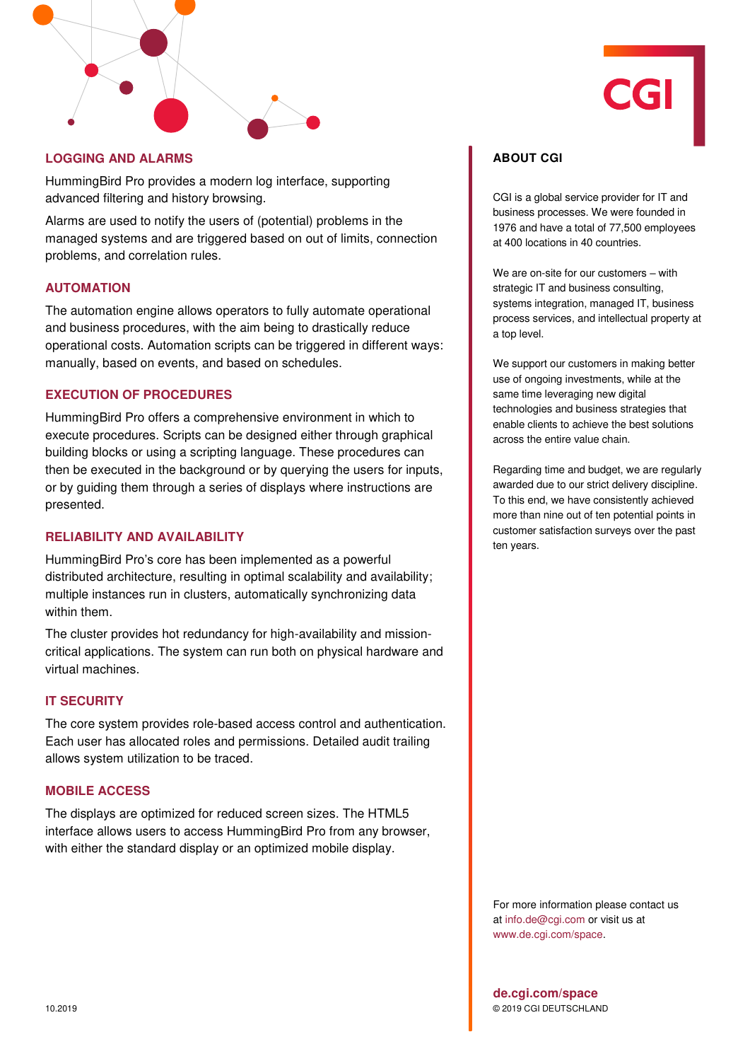## LOGGING AND ALARMS

HummingBird Pro provides a modern log interface, supporting advanced filtering and history browsing.

Alarms are used to notify the users of (potential) problems in the managed systems and are triggered based on out of limits, connection problems, and correlation rules.

## AUTOMATION

The automation engine allows operators to fully automate operational and business procedures, with the aim being to drastically reduce operational costs. Automation scripts can be triggered in different ways: manually, based on events, and based on schedules.

## EXECUTION OF PROCEDURES

HummingBird Pro offers a comprehensive environment in which to execute procedures. Scripts can be designed either through graphical building blocks or using a scripting language. These procedures can then be executed in the background or by querying the users for inputs, or by guiding them through a series of displays where instructions are presented.

## RELIABILITY AND AVAILABILITY

HummingBird Pro's core has been implemented as a powerful distributed architecture, resulting in optimal scalability and availability; multiple instances run in clusters, automatically synchronizing data within them.

The cluster provides hot redundancy for high-availability and mission-critical applications. The system can run both on physical hardware and virtual machines.

## IT SECURITY

The core system provides role-based access control and authentication. Each user has allocated roles and permissions. Detailed audit trailing allows system utilization to be traced.

## MOBILE ACCESS

The displays are optimized for reduced screen sizes. The HTML5 interface allows users to access HummingBird Pro from any browser, with either the standard display or an optimized mobile display.

10.2019

## ABOUT CGI

CGI is a global service provider for IT and business processes. We were founded in 1976 and have a total of 77,500 employees at 400 locations in 40 countries.

We are on-site for our customers – with strategic IT and business consulting, systems integration, managed IT, business process services, and intellectual property at a top level.

We support our customers in making better use of ongoing investments, while at the same time leveraging new digital technologies and business strategies that enable clients to achieve the best solutions across the entire value chain.

Regarding time and budget, we are regularly awarded due to our strict delivery discipline. To this end, we have consistently achieved more than nine out of ten potential points in customer satisfaction surveys over the past ten years.

For more information please contact us at info.de@cgi.com or visit us at www.de.cgi.com/space.

**de.cgi.com/space**

© 2019 CGI DEUTSCHLAND